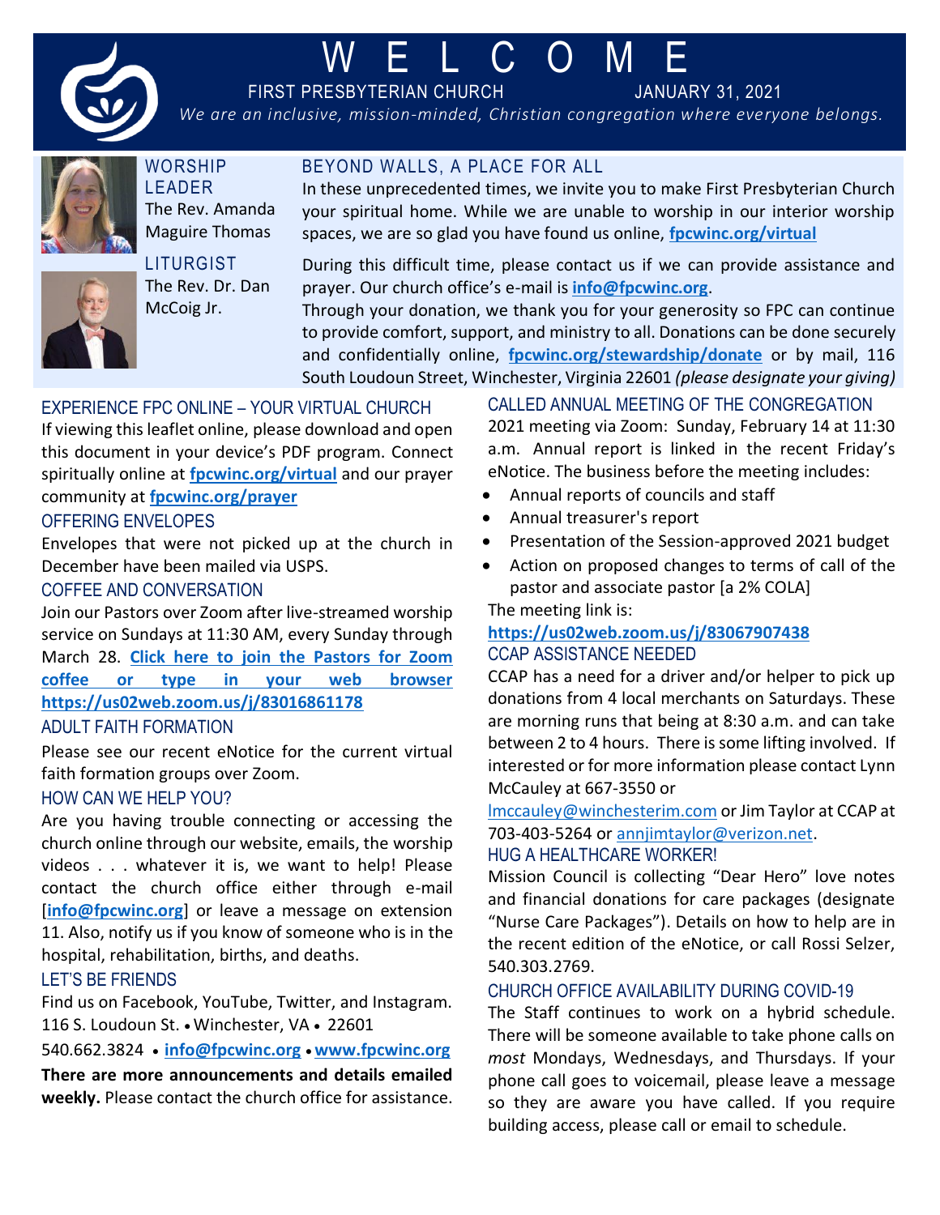# W E L C O M E

FIRST PRESBYTERIAN CHURCH JANUARY 31, 2021

*We are an inclusive, mission-minded, Christian congregation where everyone belongs.*

WORSHIP LEADER
The Rev. Amanda Maguire Thomas

LITURGIST
The Rev. Dr. Dan McCoig Jr.

## BEYOND WALLS, A PLACE FOR ALL

In these unprecedented times, we invite you to make First Presbyterian Church your spiritual home. While we are unable to worship in our interior worship spaces, we are so glad you have found us online, **fpcwinc.org/virtual**

During this difficult time, please contact us if we can provide assistance and prayer. Our church office's e-mail is **info@fpcwinc.org**.
Through your donation, we thank you for your generosity so FPC can continue to provide comfort, support, and ministry to all. Donations can be done securely and confidentially online, **fpcwinc.org/stewardship/donate** or by mail, 116 South Loudoun Street, Winchester, Virginia 22601 *(please designate your giving)*

## EXPERIENCE FPC ONLINE – YOUR VIRTUAL CHURCH

If viewing this leaflet online, please download and open this document in your device's PDF program. Connect spiritually online at **fpcwinc.org/virtual** and our prayer community at **fpcwinc.org/prayer**

## OFFERING ENVELOPES

Envelopes that were not picked up at the church in December have been mailed via USPS.

## COFFEE AND CONVERSATION

Join our Pastors over Zoom after live-streamed worship service on Sundays at 11:30 AM, every Sunday through March 28. **Click here to join the Pastors for Zoom coffee or type in your web browser https://us02web.zoom.us/j/83016861178**

## ADULT FAITH FORMATION

Please see our recent eNotice for the current virtual faith formation groups over Zoom.

## HOW CAN WE HELP YOU?

Are you having trouble connecting or accessing the church online through our website, emails, the worship videos . . . whatever it is, we want to help! Please contact the church office either through e-mail [**info@fpcwinc.org**] or leave a message on extension 11. Also, notify us if you know of someone who is in the hospital, rehabilitation, births, and deaths.

## LET'S BE FRIENDS

Find us on Facebook, YouTube, Twitter, and Instagram.
116 S. Loudoun St. • Winchester, VA • 22601
540.662.3824 • **info@fpcwinc.org** • **www.fpcwinc.org**

**There are more announcements and details emailed weekly.** Please contact the church office for assistance.

## CALLED ANNUAL MEETING OF THE CONGREGATION

2021 meeting via Zoom: Sunday, February 14 at 11:30 a.m. Annual report is linked in the recent Friday's eNotice. The business before the meeting includes:

- Annual reports of councils and staff
- Annual treasurer's report
- Presentation of the Session-approved 2021 budget
- Action on proposed changes to terms of call of the pastor and associate pastor [a 2% COLA]

The meeting link is:
**https://us02web.zoom.us/j/83067907438**

## CCAP ASSISTANCE NEEDED

CCAP has a need for a driver and/or helper to pick up donations from 4 local merchants on Saturdays. These are morning runs that being at 8:30 a.m. and can take between 2 to 4 hours. There is some lifting involved. If interested or for more information please contact Lynn McCauley at 667-3550 or lmccauley@winchesterim.com or Jim Taylor at CCAP at 703-403-5264 or annjimtaylor@verizon.net.

## HUG A HEALTHCARE WORKER!

Mission Council is collecting "Dear Hero" love notes and financial donations for care packages (designate "Nurse Care Packages"). Details on how to help are in the recent edition of the eNotice, or call Rossi Selzer, 540.303.2769.

## CHURCH OFFICE AVAILABILITY DURING COVID-19

The Staff continues to work on a hybrid schedule. There will be someone available to take phone calls on *most* Mondays, Wednesdays, and Thursdays. If your phone call goes to voicemail, please leave a message so they are aware you have called. If you require building access, please call or email to schedule.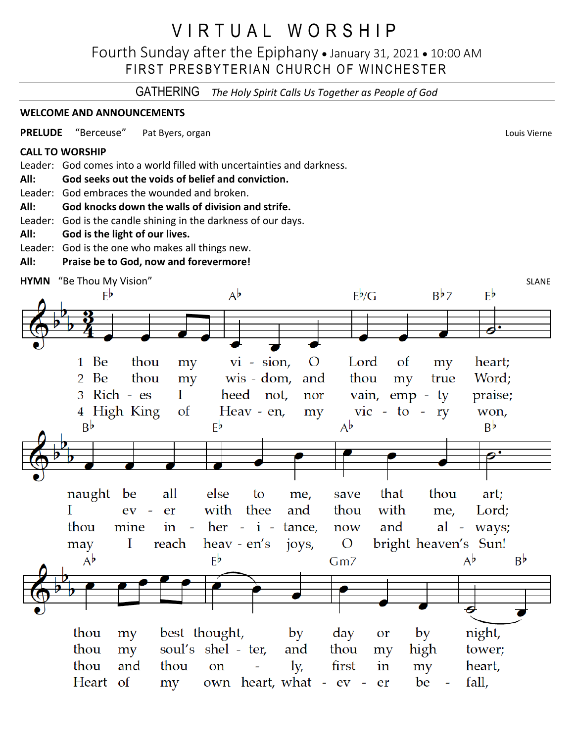# VIRTUAL WORSHIP

Fourth Sunday after the Epiphany • January 31, 2021 • 10:00 AM

FIRST PRESBYTERIAN CHURCH OF WINCHESTER

## GATHERING *The Holy Spirit Calls Us Together as People of God*

**WELCOME AND ANNOUNCEMENTS**

**PRELUDE** "Berceuse" Pat Byers, organ Louis Vierne

**CALL TO WORSHIP**

Leader: God comes into a world filled with uncertainties and darkness.
**All: God seeks out the voids of belief and conviction.**
Leader: God embraces the wounded and broken.
**All: God knocks down the walls of division and strife.**
Leader: God is the candle shining in the darkness of our days.
**All: God is the light of our lives.**
Leader: God is the one who makes all things new.
**All: Praise be to God, now and forevermore!**

**HYMN** "Be Thou My Vision" SLANE

1 Be thou my vision, O Lord of my heart;
naught be all else to me, save that thou art;
thou my best thought, by day or by night,

2 Be thou my wisdom, and thou my true Word;
I ever with thee and thou with me, Lord;
thou my soul's shelter, and thou my high tower;

3 Riches I heed not, nor vain, empty praise;
thou mine inheritance, now and always;
thou and thou only, first in my heart,

4 High King of Heaven, my victory won,
may I reach heaven's joys, O bright heaven's Sun!
Heart of my own heart, whatever befall,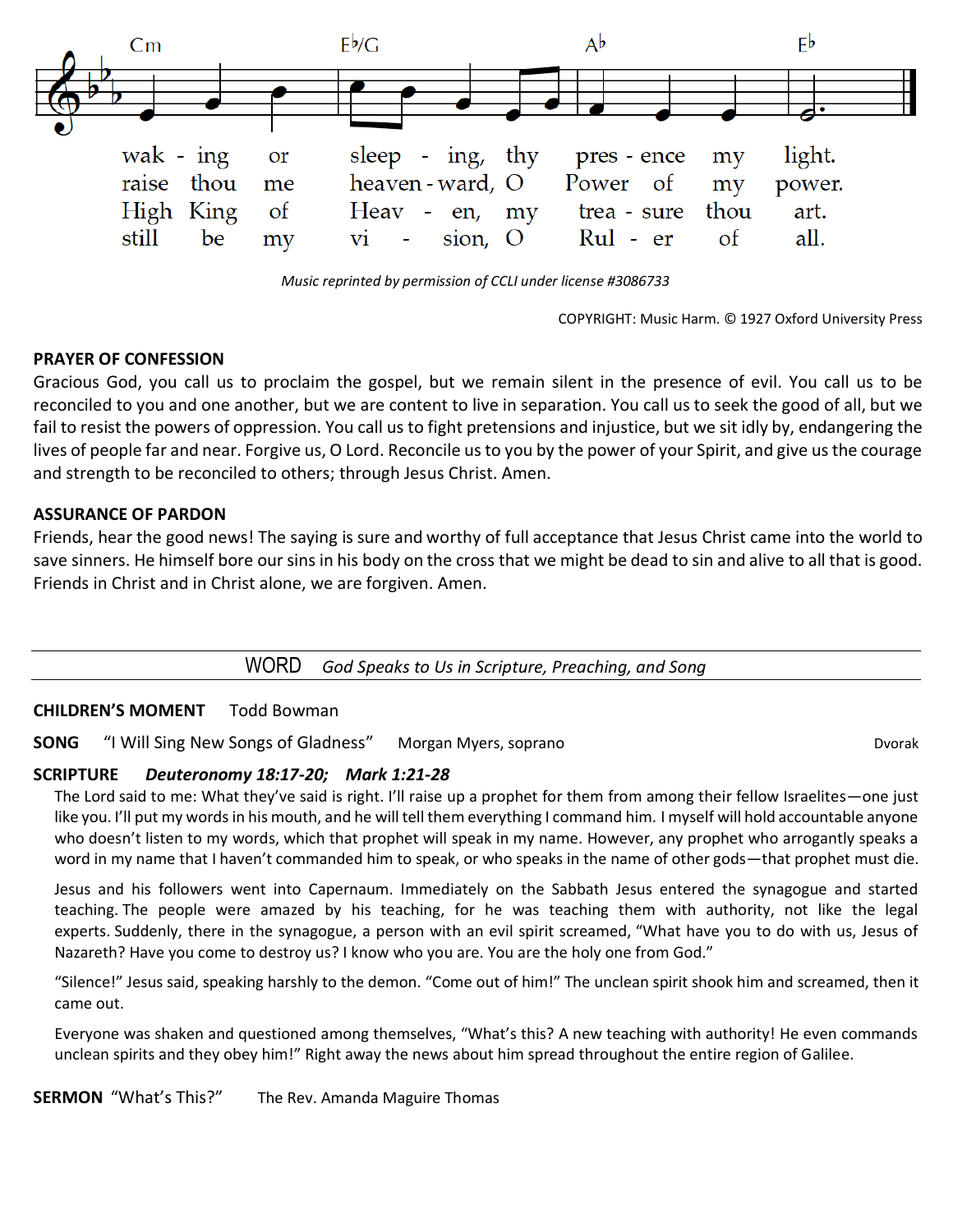Cm E♭/G A♭ E♭

wak - ing or sleep - ing, thy pres - ence my light.
raise thou me heaven - ward, O Power of my power.
High King of Heav - en, my trea - sure thou art.
still be my vi - sion, O Rul - er of all.

*Music reprinted by permission of CCLI under license #3086733*

COPYRIGHT: Music Harm. © 1927 Oxford University Press

**PRAYER OF CONFESSION**

Gracious God, you call us to proclaim the gospel, but we remain silent in the presence of evil. You call us to be reconciled to you and one another, but we are content to live in separation. You call us to seek the good of all, but we fail to resist the powers of oppression. You call us to fight pretensions and injustice, but we sit idly by, endangering the lives of people far and near. Forgive us, O Lord. Reconcile us to you by the power of your Spirit, and give us the courage and strength to be reconciled to others; through Jesus Christ. Amen.

**ASSURANCE OF PARDON**

Friends, hear the good news! The saying is sure and worthy of full acceptance that Jesus Christ came into the world to save sinners. He himself bore our sins in his body on the cross that we might be dead to sin and alive to all that is good. Friends in Christ and in Christ alone, we are forgiven. Amen.

---

## WORD *God Speaks to Us in Scripture, Preaching, and Song*

---

**CHILDREN'S MOMENT** Todd Bowman

**SONG** "I Will Sing New Songs of Gladness" Morgan Myers, soprano Dvorak

**SCRIPTURE** ***Deuteronomy 18:17-20; Mark 1:21-28***

The Lord said to me: What they've said is right. I'll raise up a prophet for them from among their fellow Israelites—one just like you. I'll put my words in his mouth, and he will tell them everything I command him. I myself will hold accountable anyone who doesn't listen to my words, which that prophet will speak in my name. However, any prophet who arrogantly speaks a word in my name that I haven't commanded him to speak, or who speaks in the name of other gods—that prophet must die.

Jesus and his followers went into Capernaum. Immediately on the Sabbath Jesus entered the synagogue and started teaching. The people were amazed by his teaching, for he was teaching them with authority, not like the legal experts. Suddenly, there in the synagogue, a person with an evil spirit screamed, "What have you to do with us, Jesus of Nazareth? Have you come to destroy us? I know who you are. You are the holy one from God."

"Silence!" Jesus said, speaking harshly to the demon. "Come out of him!" The unclean spirit shook him and screamed, then it came out.

Everyone was shaken and questioned among themselves, "What's this? A new teaching with authority! He even commands unclean spirits and they obey him!" Right away the news about him spread throughout the entire region of Galilee.

**SERMON** "What's This?" The Rev. Amanda Maguire Thomas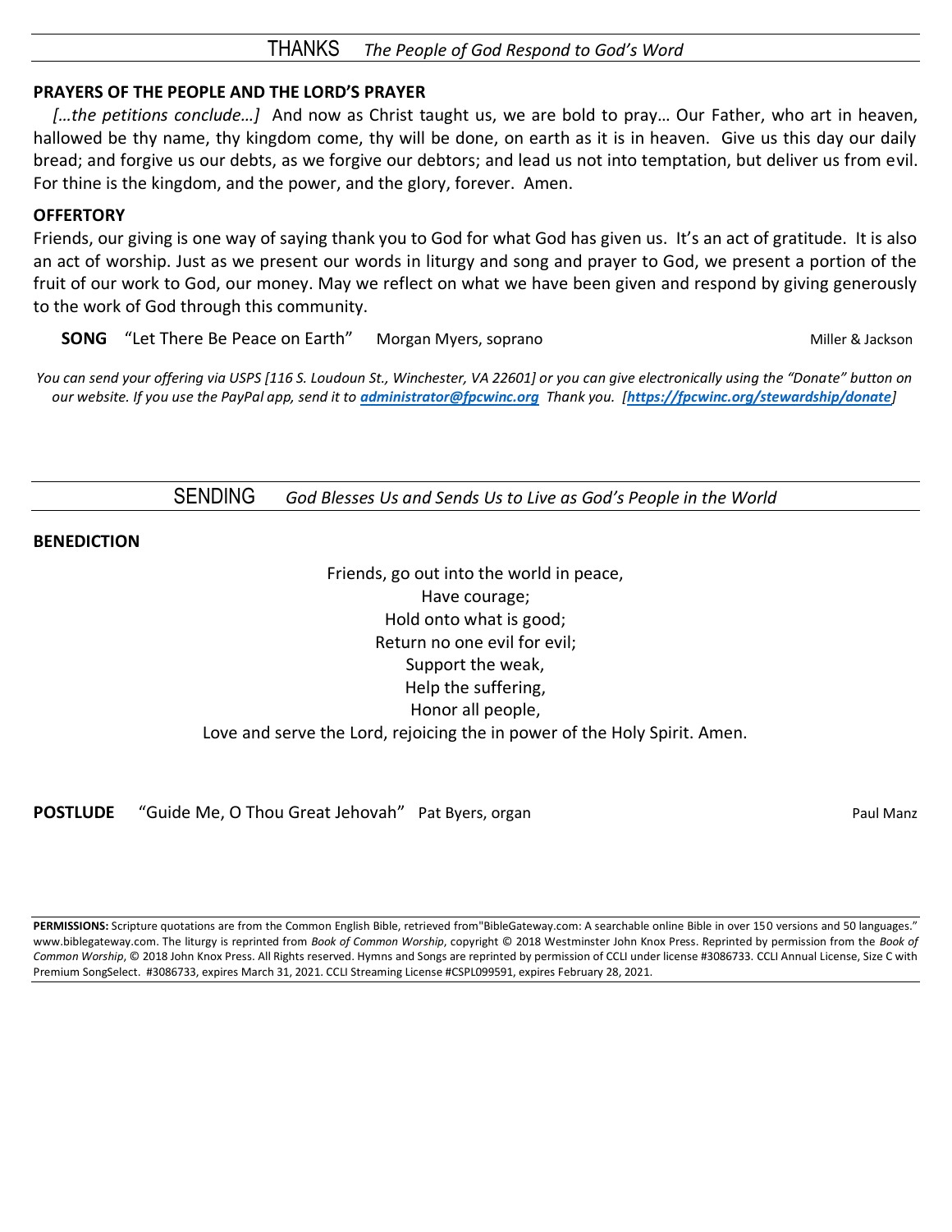## THANKS *The People of God Respond to God's Word*

**PRAYERS OF THE PEOPLE AND THE LORD'S PRAYER**

*[…the petitions conclude…]* And now as Christ taught us, we are bold to pray… Our Father, who art in heaven, hallowed be thy name, thy kingdom come, thy will be done, on earth as it is in heaven. Give us this day our daily bread; and forgive us our debts, as we forgive our debtors; and lead us not into temptation, but deliver us from evil. For thine is the kingdom, and the power, and the glory, forever. Amen.

**OFFERTORY**

Friends, our giving is one way of saying thank you to God for what God has given us. It's an act of gratitude. It is also an act of worship. Just as we present our words in liturgy and song and prayer to God, we present a portion of the fruit of our work to God, our money. May we reflect on what we have been given and respond by giving generously to the work of God through this community.

**SONG** "Let There Be Peace on Earth" Morgan Myers, soprano — Miller & Jackson

*You can send your offering via USPS [116 S. Loudoun St., Winchester, VA 22601] or you can give electronically using the "Donate" button on our website. If you use the PayPal app, send it to **administrator@fpcwinc.org** Thank you. [**https://fpcwinc.org/stewardship/donate**]*

## SENDING *God Blesses Us and Sends Us to Live as God's People in the World*

**BENEDICTION**

Friends, go out into the world in peace,
Have courage;
Hold onto what is good;
Return no one evil for evil;
Support the weak,
Help the suffering,
Honor all people,
Love and serve the Lord, rejoicing the in power of the Holy Spirit. Amen.

**POSTLUDE** "Guide Me, O Thou Great Jehovah" Pat Byers, organ — Paul Manz

**PERMISSIONS:** Scripture quotations are from the Common English Bible, retrieved from"BibleGateway.com: A searchable online Bible in over 150 versions and 50 languages." www.biblegateway.com. The liturgy is reprinted from *Book of Common Worship*, copyright © 2018 Westminster John Knox Press. Reprinted by permission from the *Book of Common Worship*, © 2018 John Knox Press. All Rights reserved. Hymns and Songs are reprinted by permission of CCLI under license #3086733. CCLI Annual License, Size C with Premium SongSelect. #3086733, expires March 31, 2021. CCLI Streaming License #CSPL099591, expires February 28, 2021.